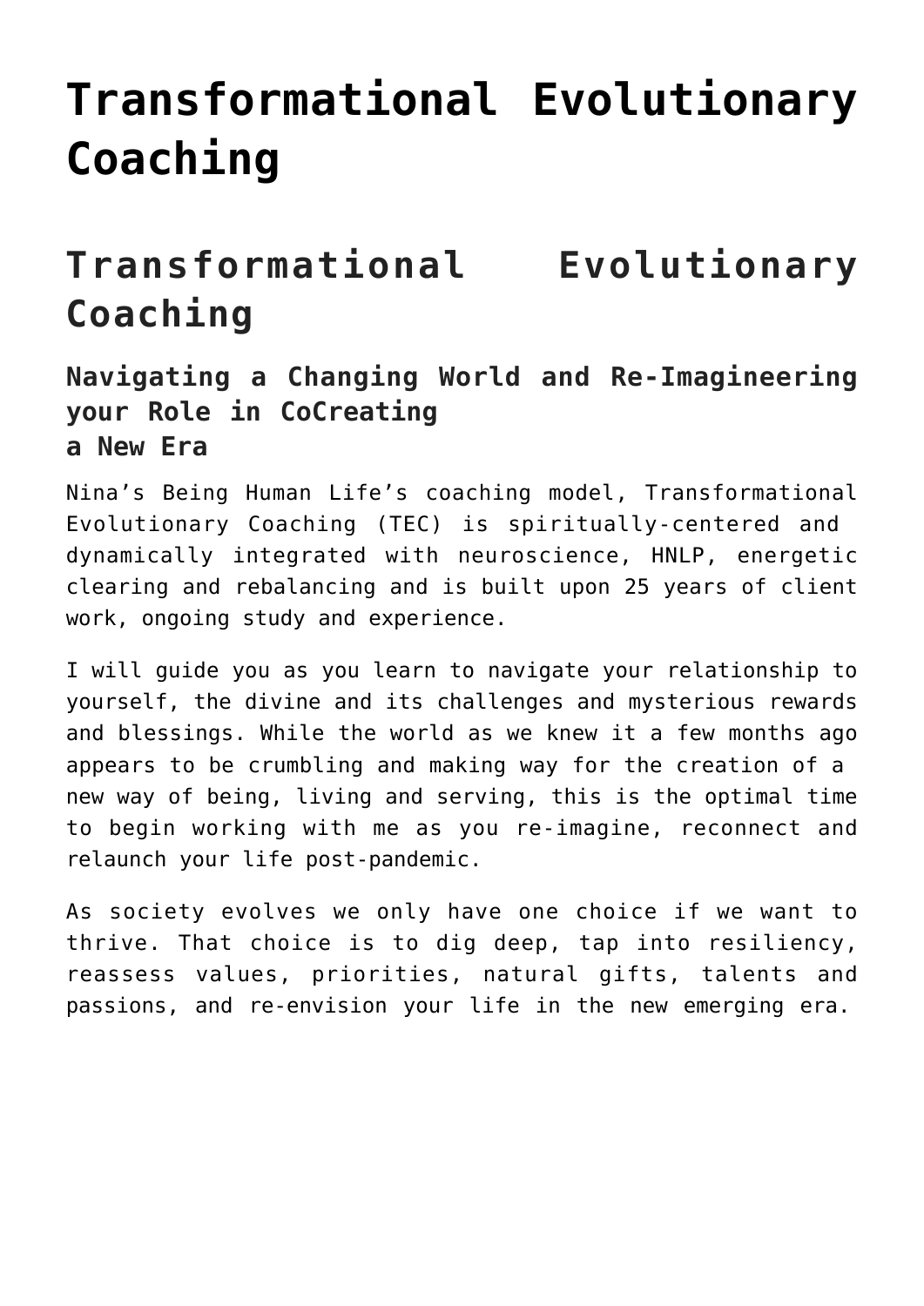# Transformational Evolutionary Coaching

## Transformational Evolutionary Coaching

### Navigating a Changing World and Re-Imagineering your Role in CoCreating a New Era

Nina's Being Human Life's coaching model, Transformational Evolutionary Coaching (TEC) is spiritually-centered and dynamically integrated with neuroscience, HNLP, energetic clearing and rebalancing and is built upon 25 years of client work, ongoing study and experience.

I will guide you as you learn to navigate your relationship to yourself, the divine and its challenges and mysterious rewards and blessings. While the world as we knew it a few months ago appears to be crumbling and making way for the creation of a new way of being, living and serving, this is the optimal time to begin working with me as you re-imagine, reconnect and relaunch your life post-pandemic.

As society evolves we only have one choice if we want to thrive. That choice is to dig deep, tap into resiliency, reassess values, priorities, natural gifts, talents and passions, and re-envision your life in the new emerging era.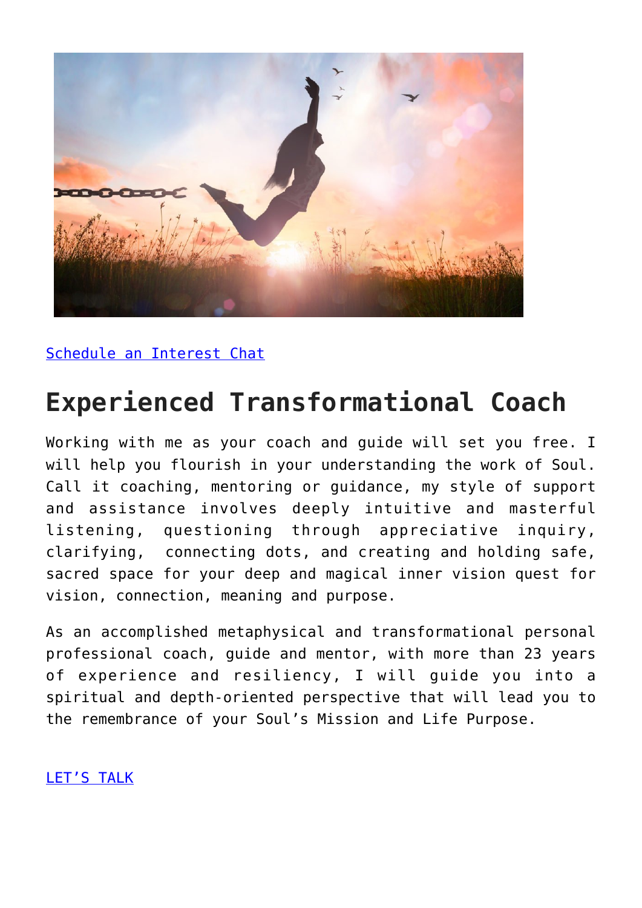Schedule an Interest Chat

## Experienced Transformational Coach

Working with me as your coach and guide will set you free. I will help you flourish in your understanding the work of Soul. Call it coaching, mentoring or guidance, my style of support and assistance involves deeply intuitive and masterful listening, questioning through appreciative inquiry, clarifying, connecting dots, and creating and holding safe, sacred space for your deep and magical inner vision quest for vision, connection, meaning and purpose.

As an accomplished metaphysical and transformational personal professional coach, guide and mentor, with more than 23 years of experience and resiliency, I will guide you into a spiritual and depth-oriented perspective that will lead you to the remembrance of your Soul's Mission and Life Purpose.

LET'S TALK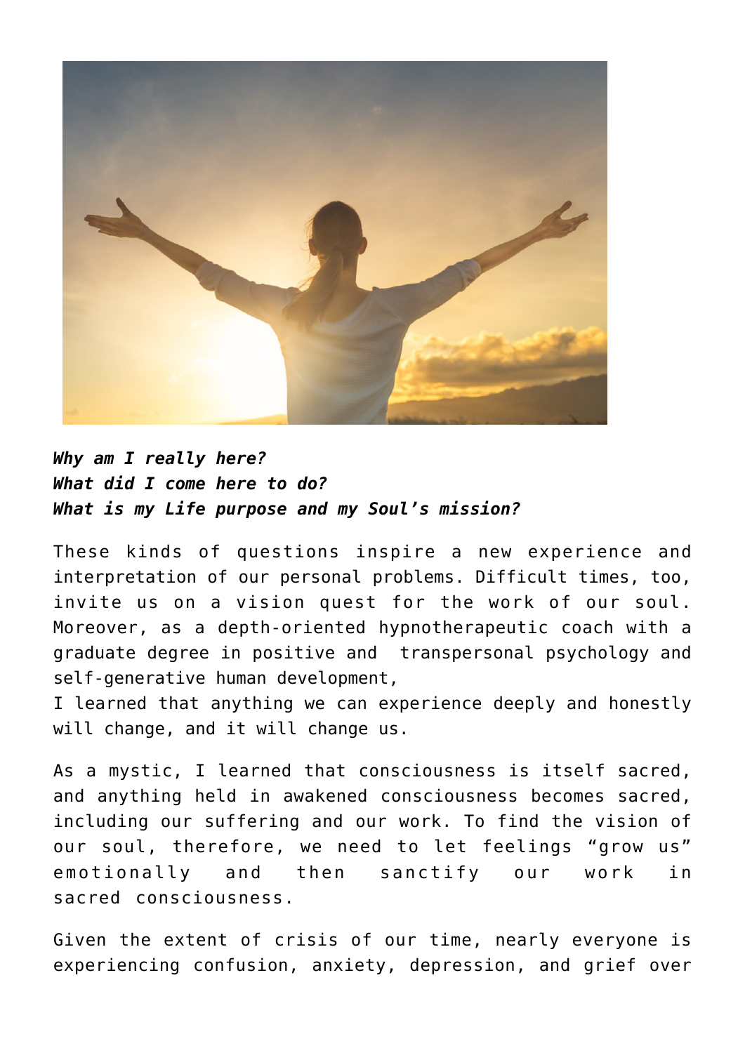***Why am I really here?***
***What did I come here to do?***
***What is my Life purpose and my Soul's mission?***

These kinds of questions inspire a new experience and interpretation of our personal problems. Difficult times, too, invite us on a vision quest for the work of our soul. Moreover, as a depth-oriented hypnotherapeutic coach with a graduate degree in positive and transpersonal psychology and self-generative human development,
I learned that anything we can experience deeply and honestly will change, and it will change us.

As a mystic, I learned that consciousness is itself sacred, and anything held in awakened consciousness becomes sacred, including our suffering and our work. To find the vision of our soul, therefore, we need to let feelings "grow us" emotionally and then sanctify our work in sacred consciousness.

Given the extent of crisis of our time, nearly everyone is experiencing confusion, anxiety, depression, and grief over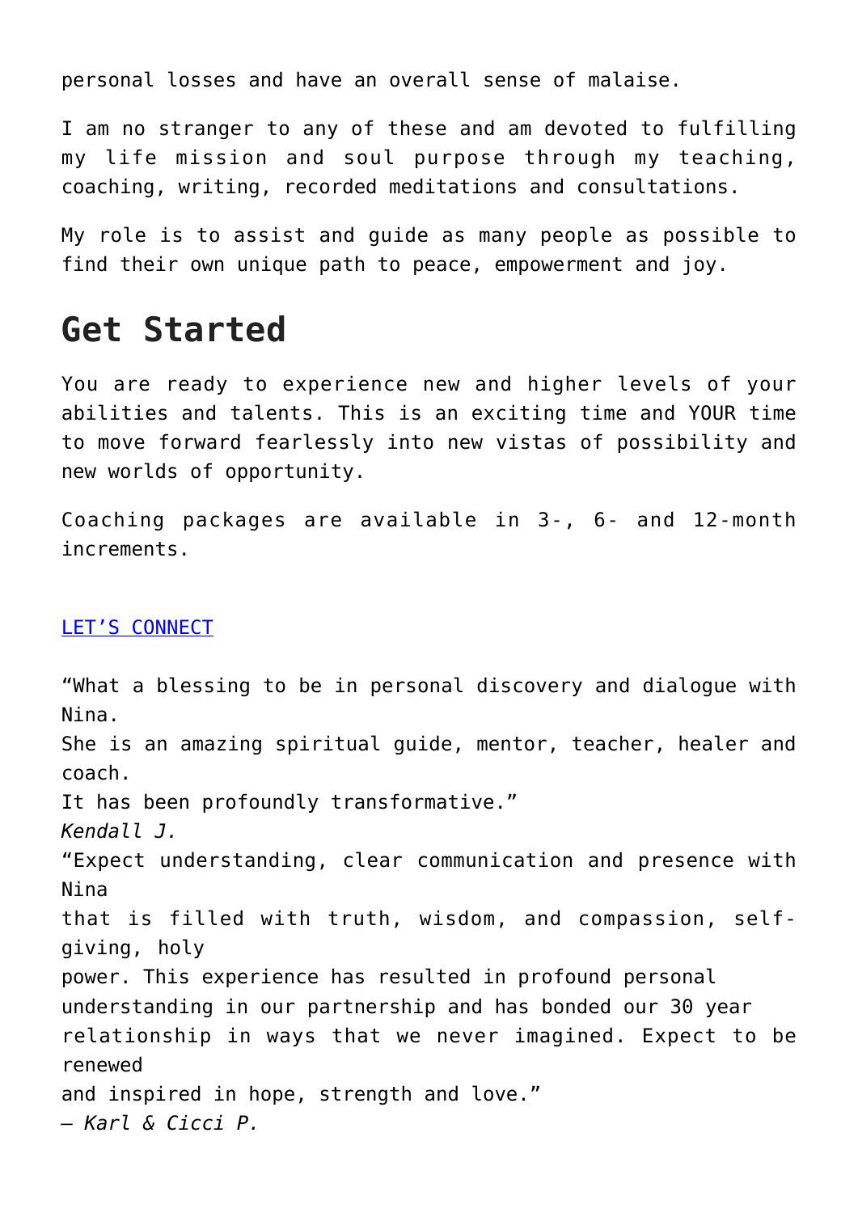personal losses and have an overall sense of malaise.

I am no stranger to any of these and am devoted to fulfilling my life mission and soul purpose through my teaching, coaching, writing, recorded meditations and consultations.

My role is to assist and guide as many people as possible to find their own unique path to peace, empowerment and joy.

## Get Started

You are ready to experience new and higher levels of your abilities and talents. This is an exciting time and YOUR time to move forward fearlessly into new vistas of possibility and new worlds of opportunity.

Coaching packages are available in 3-, 6- and 12-month increments.

[LET'S CONNECT]

"What a blessing to be in personal discovery and dialogue with Nina.
She is an amazing spiritual guide, mentor, teacher, healer and coach.
It has been profoundly transformative."
*Kendall J.*
"Expect understanding, clear communication and presence with Nina
that is filled with truth, wisdom, and compassion, self-giving, holy
power. This experience has resulted in profound personal understanding in our partnership and has bonded our 30 year relationship in ways that we never imagined. Expect to be renewed
and inspired in hope, strength and love."
– *Karl & Cicci P.*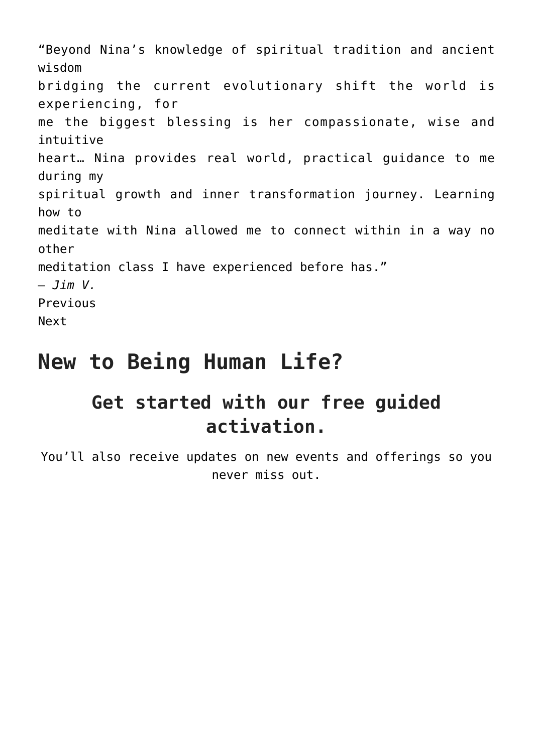"Beyond Nina's knowledge of spiritual tradition and ancient wisdom bridging the current evolutionary shift the world is experiencing, for me the biggest blessing is her compassionate, wise and intuitive heart… Nina provides real world, practical guidance to me during my spiritual growth and inner transformation journey. Learning how to meditate with Nina allowed me to connect within in a way no other meditation class I have experienced before has."

*– Jim V.*

Previous

Next

# New to Being Human Life?

## Get started with our free guided activation.

You'll also receive updates on new events and offerings so you never miss out.